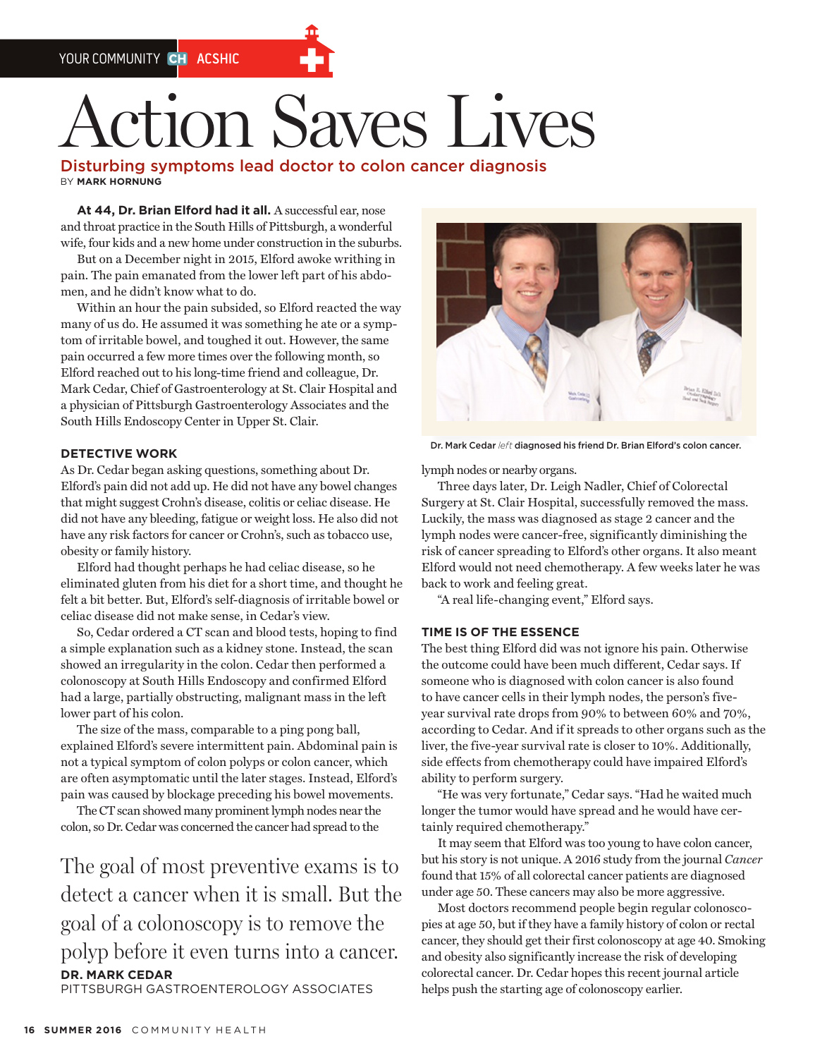YOUR COMMUNITY CH ACSHIC

# Action Saves Lives

## Disturbing symptoms lead doctor to colon cancer diagnosis

BY **MARK HORNUNG**

**At 44, Dr. Brian Elford had it all.** A successful ear, nose and throat practice in the South Hills of Pittsburgh, a wonderful wife, four kids and a new home under construction in the suburbs.

But on a December night in 2015, Elford awoke writhing in pain. The pain emanated from the lower left part of his abdomen, and he didn't know what to do.

Within an hour the pain subsided, so Elford reacted the way many of us do. He assumed it was something he ate or a symptom of irritable bowel, and toughed it out. However, the same pain occurred a few more times over the following month, so Elford reached out to his long-time friend and colleague, Dr. Mark Cedar, Chief of Gastroenterology at St. Clair Hospital and a physician of Pittsburgh Gastroenterology Associates and the South Hills Endoscopy Center in Upper St. Clair.

Dr. Mark Cedar *left* diagnosed his friend Dr. Brian Elford's colon cancer.

### DETECTIVE WORK

As Dr. Cedar began asking questions, something about Dr. Elford's pain did not add up. He did not have any bowel changes that might suggest Crohn's disease, colitis or celiac disease. He did not have any bleeding, fatigue or weight loss. He also did not have any risk factors for cancer or Crohn's, such as tobacco use, obesity or family history.

Elford had thought perhaps he had celiac disease, so he eliminated gluten from his diet for a short time, and thought he felt a bit better. But, Elford's self-diagnosis of irritable bowel or celiac disease did not make sense, in Cedar's view.

So, Cedar ordered a CT scan and blood tests, hoping to find a simple explanation such as a kidney stone. Instead, the scan showed an irregularity in the colon. Cedar then performed a colonoscopy at South Hills Endoscopy and confirmed Elford had a large, partially obstructing, malignant mass in the left lower part of his colon.

The size of the mass, comparable to a ping pong ball, explained Elford's severe intermittent pain. Abdominal pain is not a typical symptom of colon polyps or colon cancer, which are often asymptomatic until the later stages. Instead, Elford's pain was caused by blockage preceding his bowel movements.

The CT scan showed many prominent lymph nodes near the colon, so Dr. Cedar was concerned the cancer had spread to the lymph nodes or nearby organs.

> The goal of most preventive exams is to detect a cancer when it is small. But the goal of a colonoscopy is to remove the polyp before it even turns into a cancer.
>
> **DR. MARK CEDAR**
> PITTSBURGH GASTROENTEROLOGY ASSOCIATES

Three days later, Dr. Leigh Nadler, Chief of Colorectal Surgery at St. Clair Hospital, successfully removed the mass. Luckily, the mass was diagnosed as stage 2 cancer and the lymph nodes were cancer-free, significantly diminishing the risk of cancer spreading to Elford's other organs. It also meant Elford would not need chemotherapy. A few weeks later he was back to work and feeling great.

"A real life-changing event," Elford says.

### TIME IS OF THE ESSENCE

The best thing Elford did was not ignore his pain. Otherwise the outcome could have been much different, Cedar says. If someone who is diagnosed with colon cancer is also found to have cancer cells in their lymph nodes, the person's five-year survival rate drops from 90% to between 60% and 70%, according to Cedar. And if it spreads to other organs such as the liver, the five-year survival rate is closer to 10%. Additionally, side effects from chemotherapy could have impaired Elford's ability to perform surgery.

"He was very fortunate," Cedar says. "Had he waited much longer the tumor would have spread and he would have certainly required chemotherapy."

It may seem that Elford was too young to have colon cancer, but his story is not unique. A 2016 study from the journal *Cancer* found that 15% of all colorectal cancer patients are diagnosed under age 50. These cancers may also be more aggressive.

Most doctors recommend people begin regular colonoscopies at age 50, but if they have a family history of colon or rectal cancer, they should get their first colonoscopy at age 40. Smoking and obesity also significantly increase the risk of developing colorectal cancer. Dr. Cedar hopes this recent journal article helps push the starting age of colonoscopy earlier.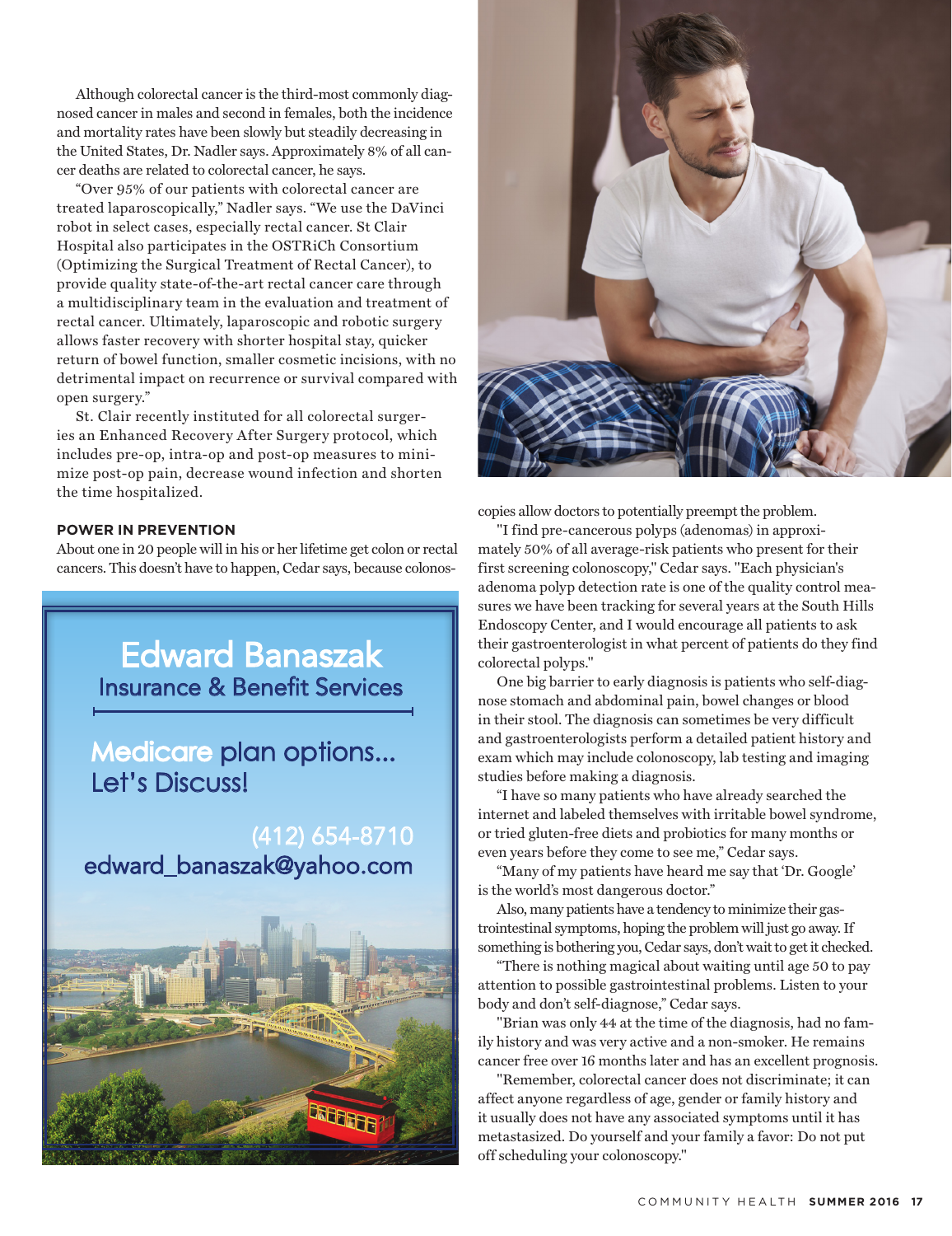Although colorectal cancer is the third-most commonly diagnosed cancer in males and second in females, both the incidence and mortality rates have been slowly but steadily decreasing in the United States, Dr. Nadler says. Approximately 8% of all cancer deaths are related to colorectal cancer, he says.

"Over 95% of our patients with colorectal cancer are treated laparoscopically," Nadler says. "We use the DaVinci robot in select cases, especially rectal cancer. St Clair Hospital also participates in the OSTRiCh Consortium (Optimizing the Surgical Treatment of Rectal Cancer), to provide quality state-of-the-art rectal cancer care through a multidisciplinary team in the evaluation and treatment of rectal cancer. Ultimately, laparoscopic and robotic surgery allows faster recovery with shorter hospital stay, quicker return of bowel function, smaller cosmetic incisions, with no detrimental impact on recurrence or survival compared with open surgery."

St. Clair recently instituted for all colorectal surgeries an Enhanced Recovery After Surgery protocol, which includes pre-op, intra-op and post-op measures to minimize post-op pain, decrease wound infection and shorten the time hospitalized.

**POWER IN PREVENTION**

About one in 20 people will in his or her lifetime get colon or rectal cancers. This doesn't have to happen, Cedar says, because colonoscopies allow doctors to potentially preempt the problem.

"I find pre-cancerous polyps (adenomas) in approximately 50% of all average-risk patients who present for their first screening colonoscopy," Cedar says. "Each physician's adenoma polyp detection rate is one of the quality control measures we have been tracking for several years at the South Hills Endoscopy Center, and I would encourage all patients to ask their gastroenterologist in what percent of patients do they find colorectal polyps."

One big barrier to early diagnosis is patients who self-diagnose stomach and abdominal pain, bowel changes or blood in their stool. The diagnosis can sometimes be very difficult and gastroenterologists perform a detailed patient history and exam which may include colonoscopy, lab testing and imaging studies before making a diagnosis.

"I have so many patients who have already searched the internet and labeled themselves with irritable bowel syndrome, or tried gluten-free diets and probiotics for many months or even years before they come to see me," Cedar says.

"Many of my patients have heard me say that 'Dr. Google' is the world's most dangerous doctor."

Also, many patients have a tendency to minimize their gastrointestinal symptoms, hoping the problem will just go away. If something is bothering you, Cedar says, don't wait to get it checked.

"There is nothing magical about waiting until age 50 to pay attention to possible gastrointestinal problems. Listen to your body and don't self-diagnose," Cedar says.

"Brian was only 44 at the time of the diagnosis, had no family history and was very active and a non-smoker. He remains cancer free over 16 months later and has an excellent prognosis.

"Remember, colorectal cancer does not discriminate; it can affect anyone regardless of age, gender or family history and it usually does not have any associated symptoms until it has metastasized. Do yourself and your family a favor: Do not put off scheduling your colonoscopy."

**Edward Banaszak**
Insurance & Benefit Services

Medicare plan options... Let's Discuss!

(412) 654-8710
edward_banaszak@yahoo.com